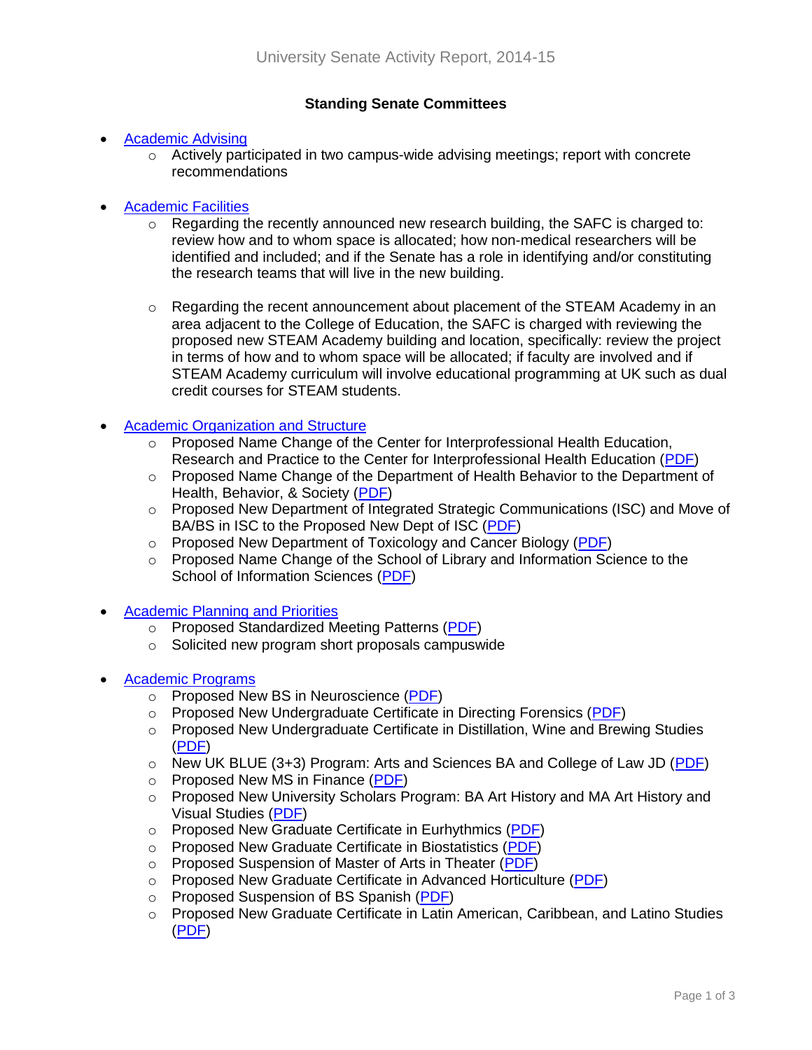# University Senate Activity Report, 2014-15

## Standing Senate Committees

- [Academic Advising]
  - Actively participated in two campus-wide advising meetings; report with concrete recommendations

- [Academic Facilities]
  - Regarding the recently announced new research building, the SAFC is charged to: review how and to whom space is allocated; how non-medical researchers will be identified and included; and if the Senate has a role in identifying and/or constituting the research teams that will live in the new building.

  - Regarding the recent announcement about placement of the STEAM Academy in an area adjacent to the College of Education, the SAFC is charged with reviewing the proposed new STEAM Academy building and location, specifically: review the project in terms of how and to whom space will be allocated; if faculty are involved and if STEAM Academy curriculum will involve educational programming at UK such as dual credit courses for STEAM students.

- [Academic Organization and Structure]
  - Proposed Name Change of the Center for Interprofessional Health Education, Research and Practice to the Center for Interprofessional Health Education (PDF)
  - Proposed Name Change of the Department of Health Behavior to the Department of Health, Behavior, & Society (PDF)
  - Proposed New Department of Integrated Strategic Communications (ISC) and Move of BA/BS in ISC to the Proposed New Dept of ISC (PDF)
  - Proposed New Department of Toxicology and Cancer Biology (PDF)
  - Proposed Name Change of the School of Library and Information Science to the School of Information Sciences (PDF)

- [Academic Planning and Priorities]
  - Proposed Standardized Meeting Patterns (PDF)
  - Solicited new program short proposals campuswide

- [Academic Programs]
  - Proposed New BS in Neuroscience (PDF)
  - Proposed New Undergraduate Certificate in Directing Forensics (PDF)
  - Proposed New Undergraduate Certificate in Distillation, Wine and Brewing Studies (PDF)
  - New UK BLUE (3+3) Program: Arts and Sciences BA and College of Law JD (PDF)
  - Proposed New MS in Finance (PDF)
  - Proposed New University Scholars Program: BA Art History and MA Art History and Visual Studies (PDF)
  - Proposed New Graduate Certificate in Eurhythmics (PDF)
  - Proposed New Graduate Certificate in Biostatistics (PDF)
  - Proposed Suspension of Master of Arts in Theater (PDF)
  - Proposed New Graduate Certificate in Advanced Horticulture (PDF)
  - Proposed Suspension of BS Spanish (PDF)
  - Proposed New Graduate Certificate in Latin American, Caribbean, and Latino Studies (PDF)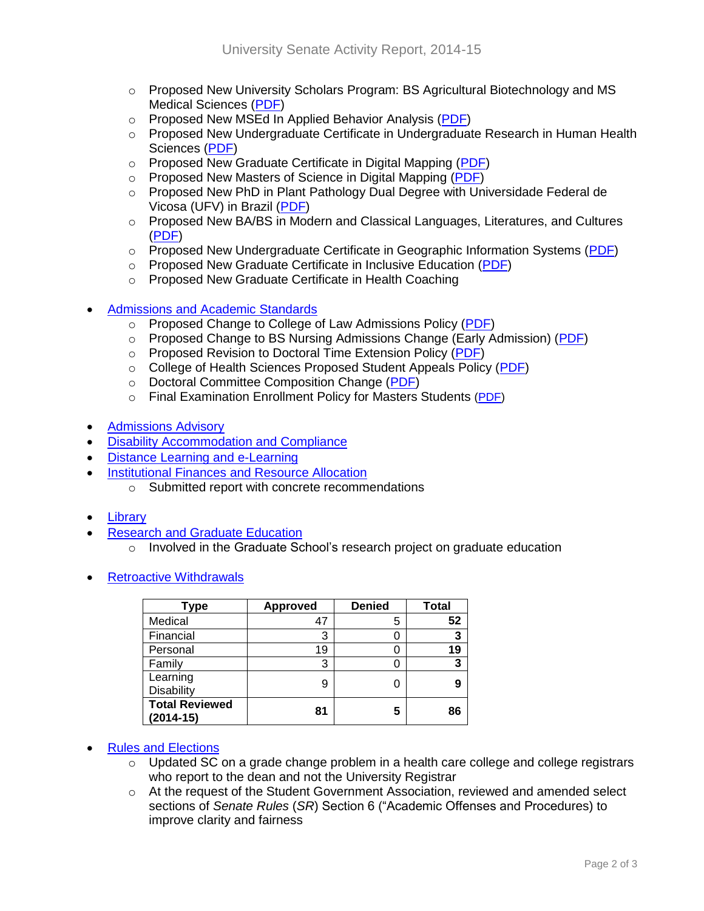- Proposed New University Scholars Program: BS Agricultural Biotechnology and MS Medical Sciences (PDF)
  - Proposed New MSEd In Applied Behavior Analysis (PDF)
  - Proposed New Undergraduate Certificate in Undergraduate Research in Human Health Sciences (PDF)
  - Proposed New Graduate Certificate in Digital Mapping (PDF)
  - Proposed New Masters of Science in Digital Mapping (PDF)
  - Proposed New PhD in Plant Pathology Dual Degree with Universidade Federal de Vicosa (UFV) in Brazil (PDF)
  - Proposed New BA/BS in Modern and Classical Languages, Literatures, and Cultures (PDF)
  - Proposed New Undergraduate Certificate in Geographic Information Systems (PDF)
  - Proposed New Graduate Certificate in Inclusive Education (PDF)
  - Proposed New Graduate Certificate in Health Coaching

- Admissions and Academic Standards
  - Proposed Change to College of Law Admissions Policy (PDF)
  - Proposed Change to BS Nursing Admissions Change (Early Admission) (PDF)
  - Proposed Revision to Doctoral Time Extension Policy (PDF)
  - College of Health Sciences Proposed Student Appeals Policy (PDF)
  - Doctoral Committee Composition Change (PDF)
  - Final Examination Enrollment Policy for Masters Students (PDF)

- Admissions Advisory
- Disability Accommodation and Compliance
- Distance Learning and e-Learning
- Institutional Finances and Resource Allocation
  - Submitted report with concrete recommendations

- Library
- Research and Graduate Education
  - Involved in the Graduate School's research project on graduate education

- Retroactive Withdrawals

| Type | Approved | Denied | Total |
|---|---|---|---|
| Medical | 47 | 5 | **52** |
| Financial | 3 | 0 | **3** |
| Personal | 19 | 0 | **19** |
| Family | 3 | 0 | **3** |
| Learning Disability | 9 | 0 | **9** |
| **Total Reviewed (2014-15)** | **81** | **5** | **86** |

- Rules and Elections
  - Updated SC on a grade change problem in a health care college and college registrars who report to the dean and not the University Registrar
  - At the request of the Student Government Association, reviewed and amended select sections of *Senate Rules* (*SR*) Section 6 ("Academic Offenses and Procedures) to improve clarity and fairness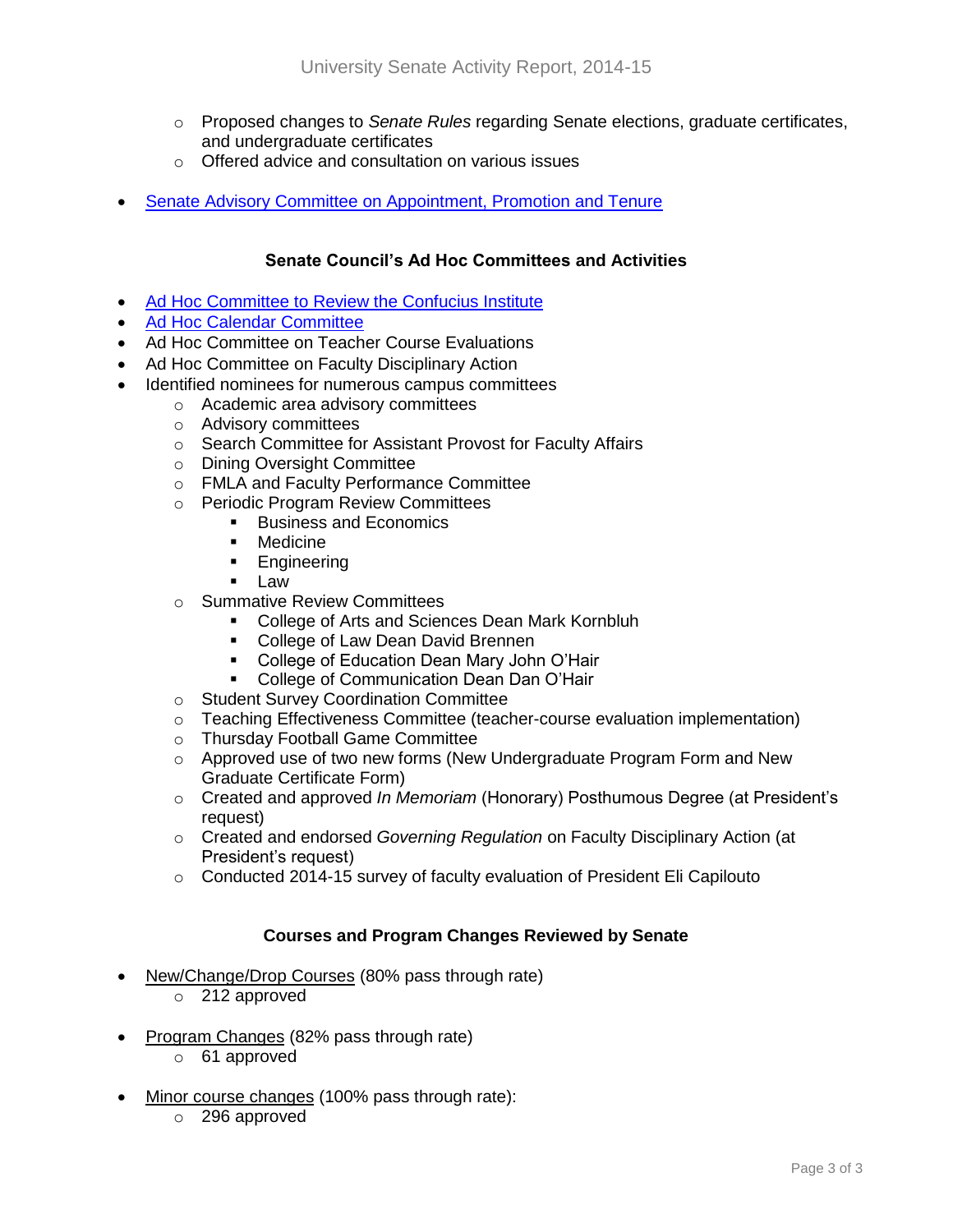- Proposed changes to *Senate Rules* regarding Senate elections, graduate certificates, and undergraduate certificates
    - Offered advice and consultation on various issues

- Senate Advisory Committee on Appointment, Promotion and Tenure

### Senate Council's Ad Hoc Committees and Activities

- Ad Hoc Committee to Review the Confucius Institute
- Ad Hoc Calendar Committee
- Ad Hoc Committee on Teacher Course Evaluations
- Ad Hoc Committee on Faculty Disciplinary Action
- Identified nominees for numerous campus committees
    - Academic area advisory committees
    - Advisory committees
    - Search Committee for Assistant Provost for Faculty Affairs
    - Dining Oversight Committee
    - FMLA and Faculty Performance Committee
    - Periodic Program Review Committees
        - Business and Economics
        - Medicine
        - Engineering
        - Law
    - Summative Review Committees
        - College of Arts and Sciences Dean Mark Kornbluh
        - College of Law Dean David Brennen
        - College of Education Dean Mary John O'Hair
        - College of Communication Dean Dan O'Hair
    - Student Survey Coordination Committee
    - Teaching Effectiveness Committee (teacher-course evaluation implementation)
    - Thursday Football Game Committee
    - Approved use of two new forms (New Undergraduate Program Form and New Graduate Certificate Form)
    - Created and approved *In Memoriam* (Honorary) Posthumous Degree (at President's request)
    - Created and endorsed *Governing Regulation* on Faculty Disciplinary Action (at President's request)
    - Conducted 2014-15 survey of faculty evaluation of President Eli Capilouto

### Courses and Program Changes Reviewed by Senate

- New/Change/Drop Courses (80% pass through rate)
    - 212 approved

- Program Changes (82% pass through rate)
    - 61 approved

- Minor course changes (100% pass through rate):
    - 296 approved